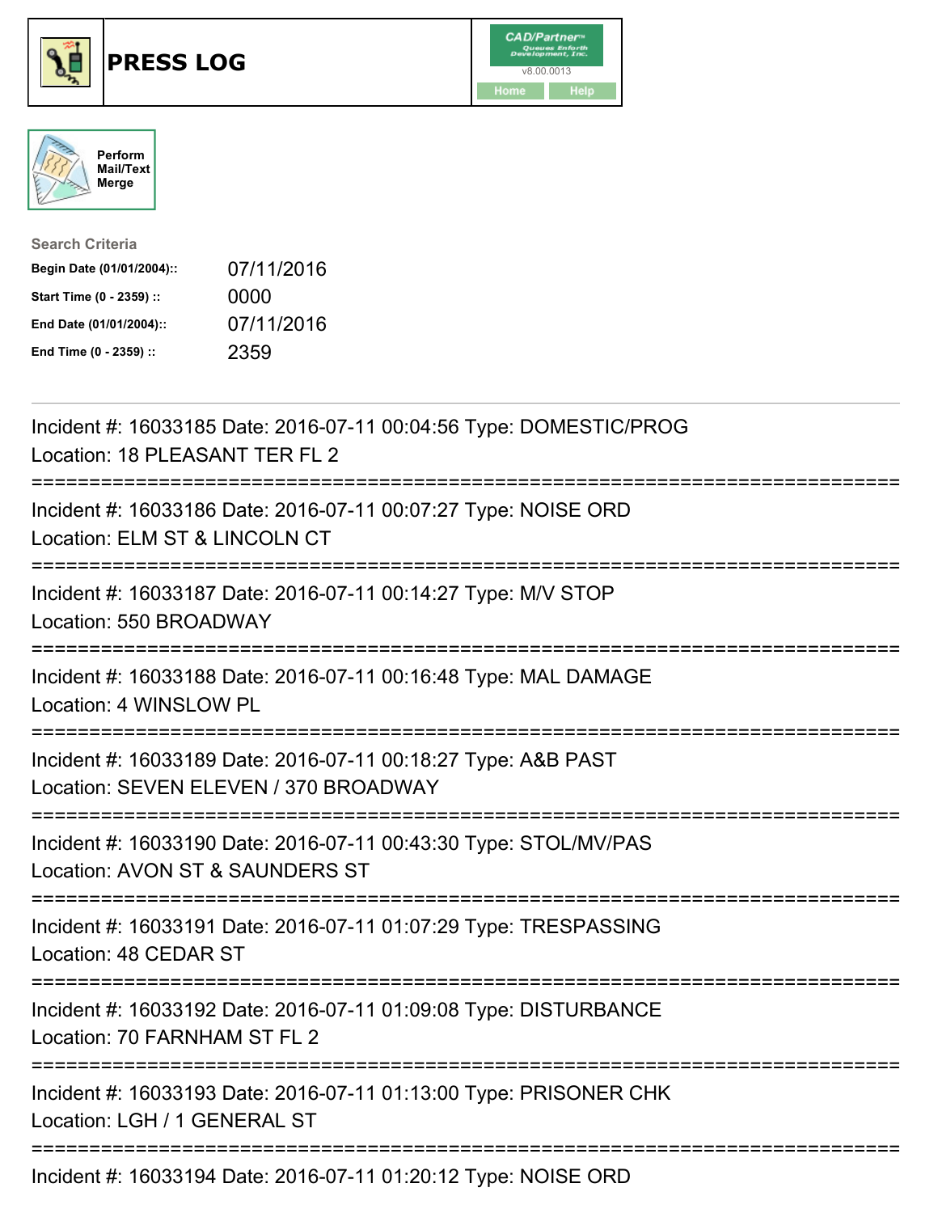# PRESS LOG

CAD/Partner
v8.00.0013
Home Help

Perform Mail/Text Merge

**Search Criteria**

| | |
|---|---|
| **Begin Date (01/01/2004)::** | 07/11/2016 |
| **Start Time (0 - 2359) ::** | 0000 |
| **End Date (01/01/2004)::** | 07/11/2016 |
| **End Time (0 - 2359) ::** | 2359 |

---

Incident #: 16033185 Date: 2016-07-11 00:04:56 Type: DOMESTIC/PROG
Location: 18 PLEASANT TER FL 2

===========================================================================

Incident #: 16033186 Date: 2016-07-11 00:07:27 Type: NOISE ORD
Location: ELM ST & LINCOLN CT

===========================================================================

Incident #: 16033187 Date: 2016-07-11 00:14:27 Type: M/V STOP
Location: 550 BROADWAY

===========================================================================

Incident #: 16033188 Date: 2016-07-11 00:16:48 Type: MAL DAMAGE
Location: 4 WINSLOW PL

===========================================================================

Incident #: 16033189 Date: 2016-07-11 00:18:27 Type: A&B PAST
Location: SEVEN ELEVEN / 370 BROADWAY

===========================================================================

Incident #: 16033190 Date: 2016-07-11 00:43:30 Type: STOL/MV/PAS
Location: AVON ST & SAUNDERS ST

===========================================================================

Incident #: 16033191 Date: 2016-07-11 01:07:29 Type: TRESPASSING
Location: 48 CEDAR ST

===========================================================================

Incident #: 16033192 Date: 2016-07-11 01:09:08 Type: DISTURBANCE
Location: 70 FARNHAM ST FL 2

===========================================================================

Incident #: 16033193 Date: 2016-07-11 01:13:00 Type: PRISONER CHK
Location: LGH / 1 GENERAL ST

===========================================================================

Incident #: 16033194 Date: 2016-07-11 01:20:12 Type: NOISE ORD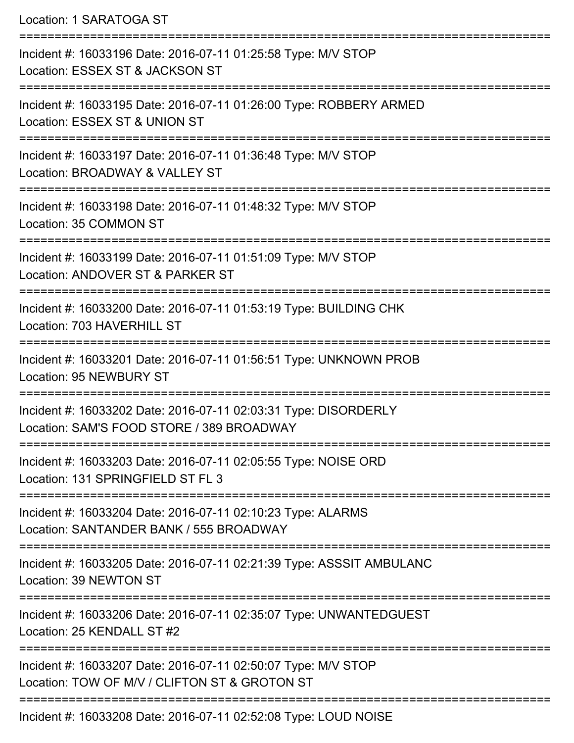Location: 1 SARATOGA ST

===========================================================================

Incident #: 16033196 Date: 2016-07-11 01:25:58 Type: M/V STOP
Location: ESSEX ST & JACKSON ST

===========================================================================

Incident #: 16033195 Date: 2016-07-11 01:26:00 Type: ROBBERY ARMED
Location: ESSEX ST & UNION ST

===========================================================================

Incident #: 16033197 Date: 2016-07-11 01:36:48 Type: M/V STOP
Location: BROADWAY & VALLEY ST

===========================================================================

Incident #: 16033198 Date: 2016-07-11 01:48:32 Type: M/V STOP
Location: 35 COMMON ST

===========================================================================

Incident #: 16033199 Date: 2016-07-11 01:51:09 Type: M/V STOP
Location: ANDOVER ST & PARKER ST

===========================================================================

Incident #: 16033200 Date: 2016-07-11 01:53:19 Type: BUILDING CHK
Location: 703 HAVERHILL ST

===========================================================================

Incident #: 16033201 Date: 2016-07-11 01:56:51 Type: UNKNOWN PROB
Location: 95 NEWBURY ST

===========================================================================

Incident #: 16033202 Date: 2016-07-11 02:03:31 Type: DISORDERLY
Location: SAM'S FOOD STORE / 389 BROADWAY

===========================================================================

Incident #: 16033203 Date: 2016-07-11 02:05:55 Type: NOISE ORD
Location: 131 SPRINGFIELD ST FL 3

===========================================================================

Incident #: 16033204 Date: 2016-07-11 02:10:23 Type: ALARMS
Location: SANTANDER BANK / 555 BROADWAY

===========================================================================

Incident #: 16033205 Date: 2016-07-11 02:21:39 Type: ASSSIT AMBULANC
Location: 39 NEWTON ST

===========================================================================

Incident #: 16033206 Date: 2016-07-11 02:35:07 Type: UNWANTEDGUEST
Location: 25 KENDALL ST #2

===========================================================================

Incident #: 16033207 Date: 2016-07-11 02:50:07 Type: M/V STOP
Location: TOW OF M/V / CLIFTON ST & GROTON ST

===========================================================================

Incident #: 16033208 Date: 2016-07-11 02:52:08 Type: LOUD NOISE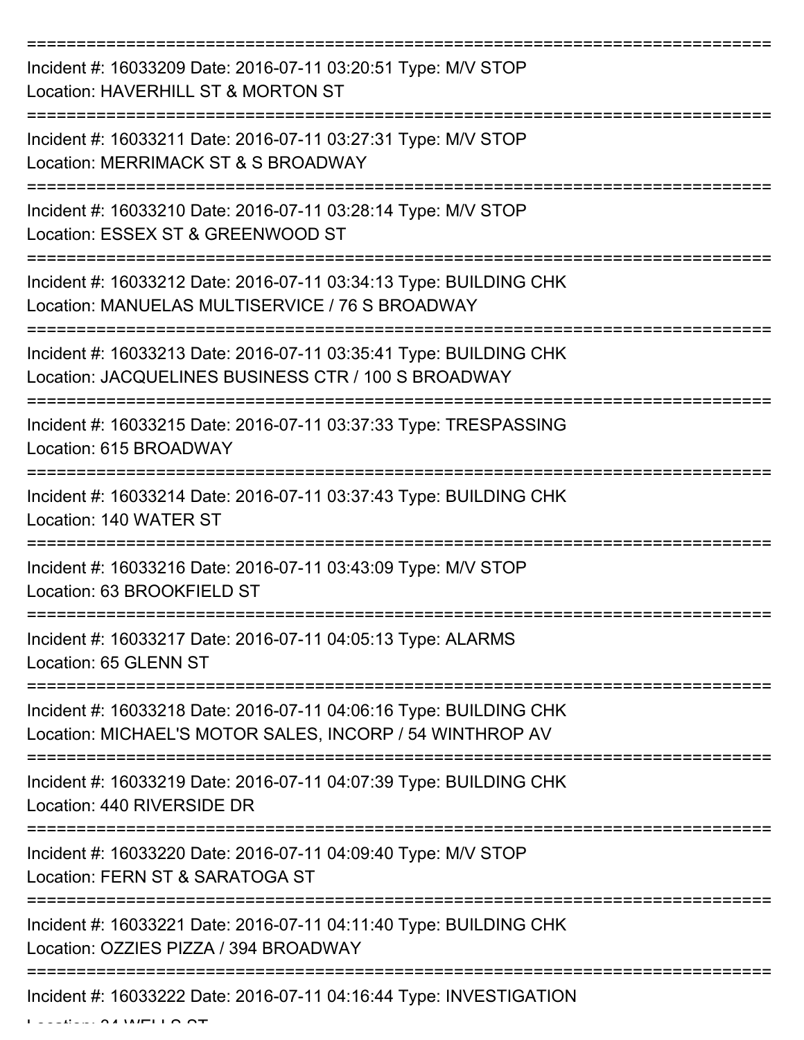===========================================================================

Incident #: 16033209 Date: 2016-07-11 03:20:51 Type: M/V STOP
Location: HAVERHILL ST & MORTON ST

===========================================================================

Incident #: 16033211 Date: 2016-07-11 03:27:31 Type: M/V STOP
Location: MERRIMACK ST & S BROADWAY

===========================================================================

Incident #: 16033210 Date: 2016-07-11 03:28:14 Type: M/V STOP
Location: ESSEX ST & GREENWOOD ST

===========================================================================

Incident #: 16033212 Date: 2016-07-11 03:34:13 Type: BUILDING CHK
Location: MANUELAS MULTISERVICE / 76 S BROADWAY

===========================================================================

Incident #: 16033213 Date: 2016-07-11 03:35:41 Type: BUILDING CHK
Location: JACQUELINES BUSINESS CTR / 100 S BROADWAY

===========================================================================

Incident #: 16033215 Date: 2016-07-11 03:37:33 Type: TRESPASSING
Location: 615 BROADWAY

===========================================================================

Incident #: 16033214 Date: 2016-07-11 03:37:43 Type: BUILDING CHK
Location: 140 WATER ST

===========================================================================

Incident #: 16033216 Date: 2016-07-11 03:43:09 Type: M/V STOP
Location: 63 BROOKFIELD ST

===========================================================================

Incident #: 16033217 Date: 2016-07-11 04:05:13 Type: ALARMS
Location: 65 GLENN ST

===========================================================================

Incident #: 16033218 Date: 2016-07-11 04:06:16 Type: BUILDING CHK
Location: MICHAEL'S MOTOR SALES, INCORP / 54 WINTHROP AV

===========================================================================

Incident #: 16033219 Date: 2016-07-11 04:07:39 Type: BUILDING CHK
Location: 440 RIVERSIDE DR

===========================================================================

Incident #: 16033220 Date: 2016-07-11 04:09:40 Type: M/V STOP
Location: FERN ST & SARATOGA ST

===========================================================================

Incident #: 16033221 Date: 2016-07-11 04:11:40 Type: BUILDING CHK
Location: OZZIES PIZZA / 394 BROADWAY

===========================================================================

Incident #: 16033222 Date: 2016-07-11 04:16:44 Type: INVESTIGATION
Location: 24 WELLS ST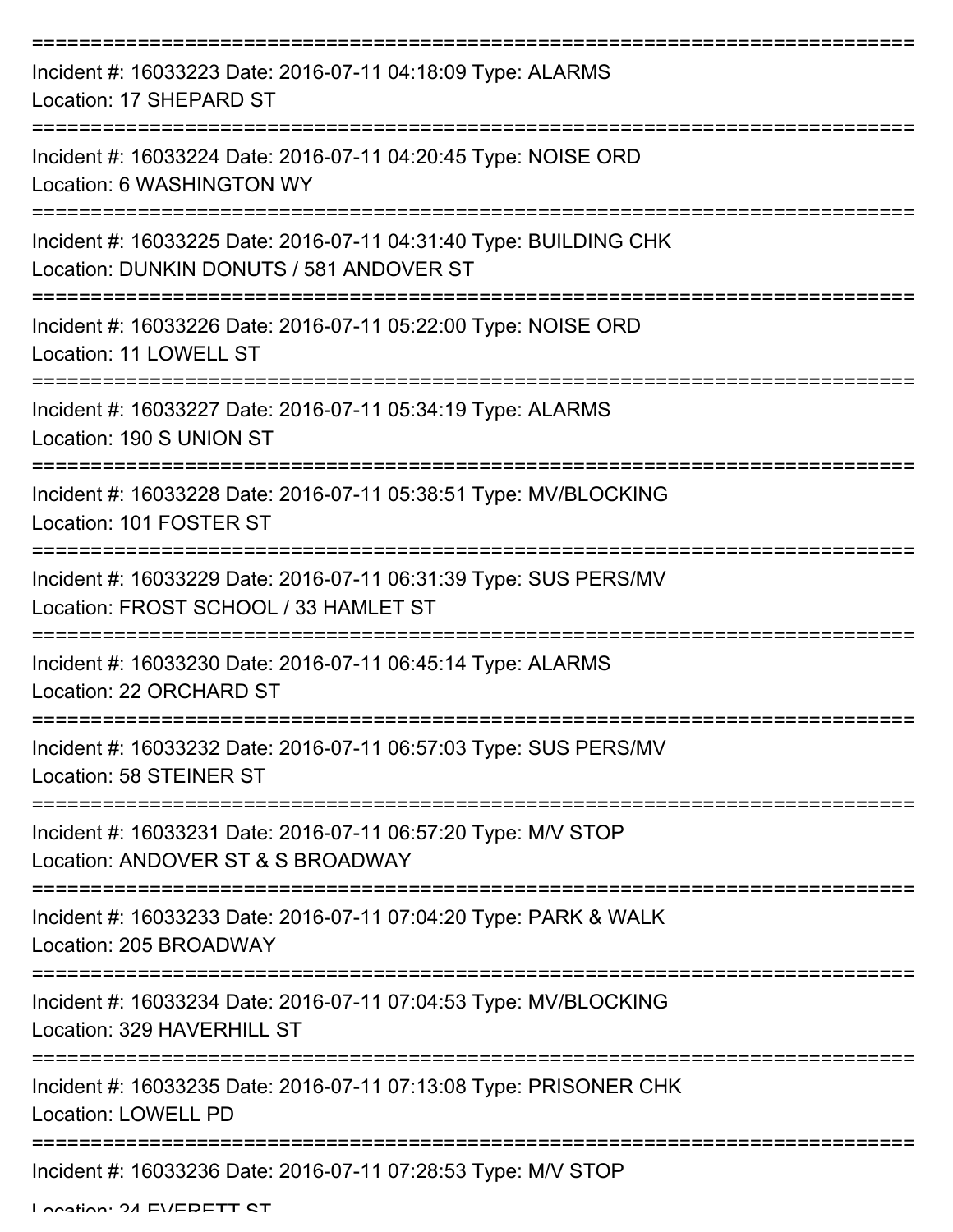===========================================================================

Incident #: 16033223 Date: 2016-07-11 04:18:09 Type: ALARMS
Location: 17 SHEPARD ST

===========================================================================

Incident #: 16033224 Date: 2016-07-11 04:20:45 Type: NOISE ORD
Location: 6 WASHINGTON WY

===========================================================================

Incident #: 16033225 Date: 2016-07-11 04:31:40 Type: BUILDING CHK
Location: DUNKIN DONUTS / 581 ANDOVER ST

===========================================================================

Incident #: 16033226 Date: 2016-07-11 05:22:00 Type: NOISE ORD
Location: 11 LOWELL ST

===========================================================================

Incident #: 16033227 Date: 2016-07-11 05:34:19 Type: ALARMS
Location: 190 S UNION ST

===========================================================================

Incident #: 16033228 Date: 2016-07-11 05:38:51 Type: MV/BLOCKING
Location: 101 FOSTER ST

===========================================================================

Incident #: 16033229 Date: 2016-07-11 06:31:39 Type: SUS PERS/MV
Location: FROST SCHOOL / 33 HAMLET ST

===========================================================================

Incident #: 16033230 Date: 2016-07-11 06:45:14 Type: ALARMS
Location: 22 ORCHARD ST

===========================================================================

Incident #: 16033232 Date: 2016-07-11 06:57:03 Type: SUS PERS/MV
Location: 58 STEINER ST

===========================================================================

Incident #: 16033231 Date: 2016-07-11 06:57:20 Type: M/V STOP
Location: ANDOVER ST & S BROADWAY

===========================================================================

Incident #: 16033233 Date: 2016-07-11 07:04:20 Type: PARK & WALK
Location: 205 BROADWAY

===========================================================================

Incident #: 16033234 Date: 2016-07-11 07:04:53 Type: MV/BLOCKING
Location: 329 HAVERHILL ST

===========================================================================

Incident #: 16033235 Date: 2016-07-11 07:13:08 Type: PRISONER CHK
Location: LOWELL PD

===========================================================================

Incident #: 16033236 Date: 2016-07-11 07:28:53 Type: M/V STOP
Location: 24 EVERETT ST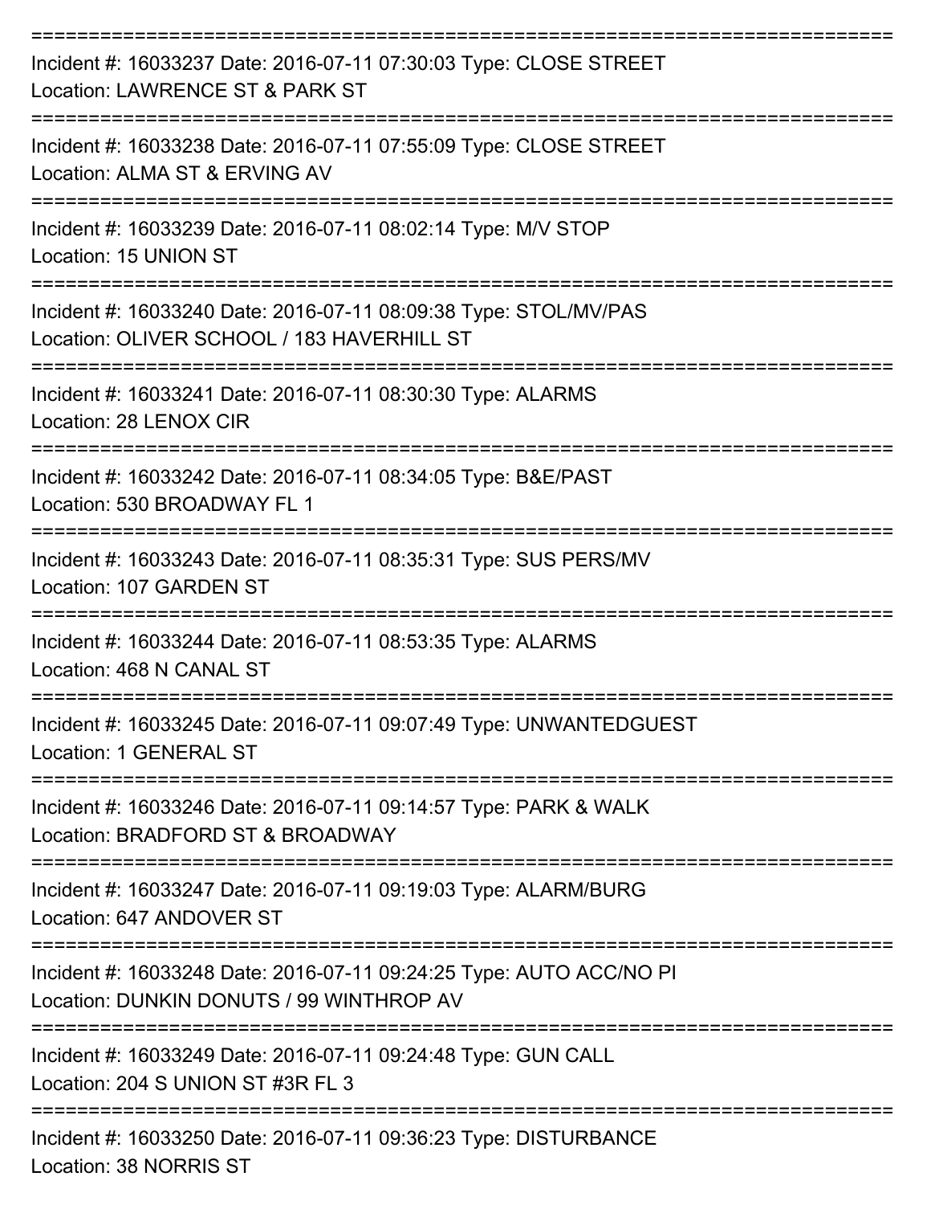Incident #: 16033237 Date: 2016-07-11 07:30:03 Type: CLOSE STREET
Location: LAWRENCE ST & PARK ST

Incident #: 16033238 Date: 2016-07-11 07:55:09 Type: CLOSE STREET
Location: ALMA ST & ERVING AV

Incident #: 16033239 Date: 2016-07-11 08:02:14 Type: M/V STOP
Location: 15 UNION ST

Incident #: 16033240 Date: 2016-07-11 08:09:38 Type: STOL/MV/PAS
Location: OLIVER SCHOOL / 183 HAVERHILL ST

Incident #: 16033241 Date: 2016-07-11 08:30:30 Type: ALARMS
Location: 28 LENOX CIR

Incident #: 16033242 Date: 2016-07-11 08:34:05 Type: B&E/PAST
Location: 530 BROADWAY FL 1

Incident #: 16033243 Date: 2016-07-11 08:35:31 Type: SUS PERS/MV
Location: 107 GARDEN ST

Incident #: 16033244 Date: 2016-07-11 08:53:35 Type: ALARMS
Location: 468 N CANAL ST

Incident #: 16033245 Date: 2016-07-11 09:07:49 Type: UNWANTEDGUEST
Location: 1 GENERAL ST

Incident #: 16033246 Date: 2016-07-11 09:14:57 Type: PARK & WALK
Location: BRADFORD ST & BROADWAY

Incident #: 16033247 Date: 2016-07-11 09:19:03 Type: ALARM/BURG
Location: 647 ANDOVER ST

Incident #: 16033248 Date: 2016-07-11 09:24:25 Type: AUTO ACC/NO PI
Location: DUNKIN DONUTS / 99 WINTHROP AV

Incident #: 16033249 Date: 2016-07-11 09:24:48 Type: GUN CALL
Location: 204 S UNION ST #3R FL 3

Incident #: 16033250 Date: 2016-07-11 09:36:23 Type: DISTURBANCE
Location: 38 NORRIS ST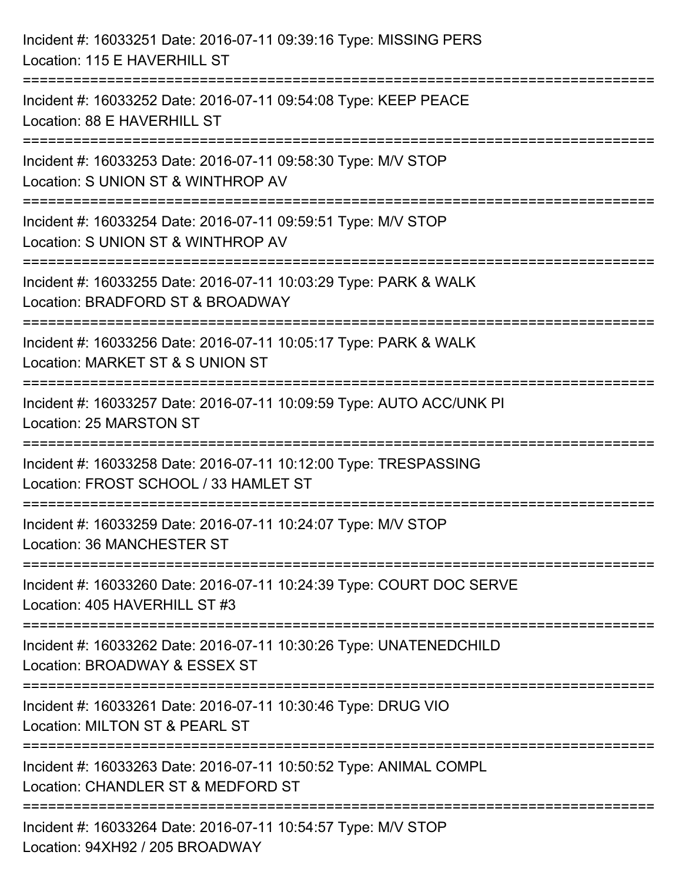Incident #: 16033251 Date: 2016-07-11 09:39:16 Type: MISSING PERS
Location: 115 E HAVERHILL ST

===========================================================================

Incident #: 16033252 Date: 2016-07-11 09:54:08 Type: KEEP PEACE
Location: 88 E HAVERHILL ST

===========================================================================

Incident #: 16033253 Date: 2016-07-11 09:58:30 Type: M/V STOP
Location: S UNION ST & WINTHROP AV

===========================================================================

Incident #: 16033254 Date: 2016-07-11 09:59:51 Type: M/V STOP
Location: S UNION ST & WINTHROP AV

===========================================================================

Incident #: 16033255 Date: 2016-07-11 10:03:29 Type: PARK & WALK
Location: BRADFORD ST & BROADWAY

===========================================================================

Incident #: 16033256 Date: 2016-07-11 10:05:17 Type: PARK & WALK
Location: MARKET ST & S UNION ST

===========================================================================

Incident #: 16033257 Date: 2016-07-11 10:09:59 Type: AUTO ACC/UNK PI
Location: 25 MARSTON ST

===========================================================================

Incident #: 16033258 Date: 2016-07-11 10:12:00 Type: TRESPASSING
Location: FROST SCHOOL / 33 HAMLET ST

===========================================================================

Incident #: 16033259 Date: 2016-07-11 10:24:07 Type: M/V STOP
Location: 36 MANCHESTER ST

===========================================================================

Incident #: 16033260 Date: 2016-07-11 10:24:39 Type: COURT DOC SERVE
Location: 405 HAVERHILL ST #3

===========================================================================

Incident #: 16033262 Date: 2016-07-11 10:30:26 Type: UNATENEDCHILD
Location: BROADWAY & ESSEX ST

===========================================================================

Incident #: 16033261 Date: 2016-07-11 10:30:46 Type: DRUG VIO
Location: MILTON ST & PEARL ST

===========================================================================

Incident #: 16033263 Date: 2016-07-11 10:50:52 Type: ANIMAL COMPL
Location: CHANDLER ST & MEDFORD ST

===========================================================================

Incident #: 16033264 Date: 2016-07-11 10:54:57 Type: M/V STOP
Location: 94XH92 / 205 BROADWAY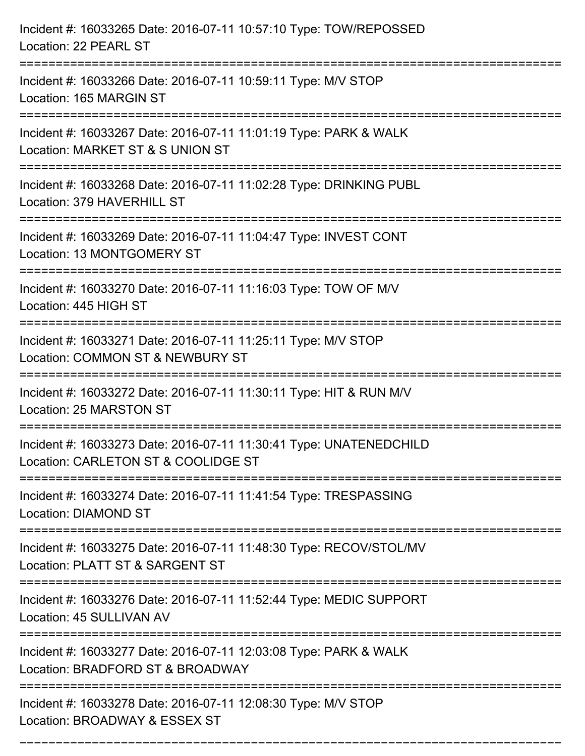Incident #: 16033265 Date: 2016-07-11 10:57:10 Type: TOW/REPOSSED
Location: 22 PEARL ST

===========================================================================

Incident #: 16033266 Date: 2016-07-11 10:59:11 Type: M/V STOP
Location: 165 MARGIN ST

===========================================================================

Incident #: 16033267 Date: 2016-07-11 11:01:19 Type: PARK & WALK
Location: MARKET ST & S UNION ST

===========================================================================

Incident #: 16033268 Date: 2016-07-11 11:02:28 Type: DRINKING PUBL
Location: 379 HAVERHILL ST

===========================================================================

Incident #: 16033269 Date: 2016-07-11 11:04:47 Type: INVEST CONT
Location: 13 MONTGOMERY ST

===========================================================================

Incident #: 16033270 Date: 2016-07-11 11:16:03 Type: TOW OF M/V
Location: 445 HIGH ST

===========================================================================

Incident #: 16033271 Date: 2016-07-11 11:25:11 Type: M/V STOP
Location: COMMON ST & NEWBURY ST

===========================================================================

Incident #: 16033272 Date: 2016-07-11 11:30:11 Type: HIT & RUN M/V
Location: 25 MARSTON ST

===========================================================================

Incident #: 16033273 Date: 2016-07-11 11:30:41 Type: UNATENEDCHILD
Location: CARLETON ST & COOLIDGE ST

===========================================================================

Incident #: 16033274 Date: 2016-07-11 11:41:54 Type: TRESPASSING
Location: DIAMOND ST

===========================================================================

Incident #: 16033275 Date: 2016-07-11 11:48:30 Type: RECOV/STOL/MV
Location: PLATT ST & SARGENT ST

===========================================================================

Incident #: 16033276 Date: 2016-07-11 11:52:44 Type: MEDIC SUPPORT
Location: 45 SULLIVAN AV

===========================================================================

Incident #: 16033277 Date: 2016-07-11 12:03:08 Type: PARK & WALK
Location: BRADFORD ST & BROADWAY

===========================================================================

Incident #: 16033278 Date: 2016-07-11 12:08:30 Type: M/V STOP
Location: BROADWAY & ESSEX ST

===========================================================================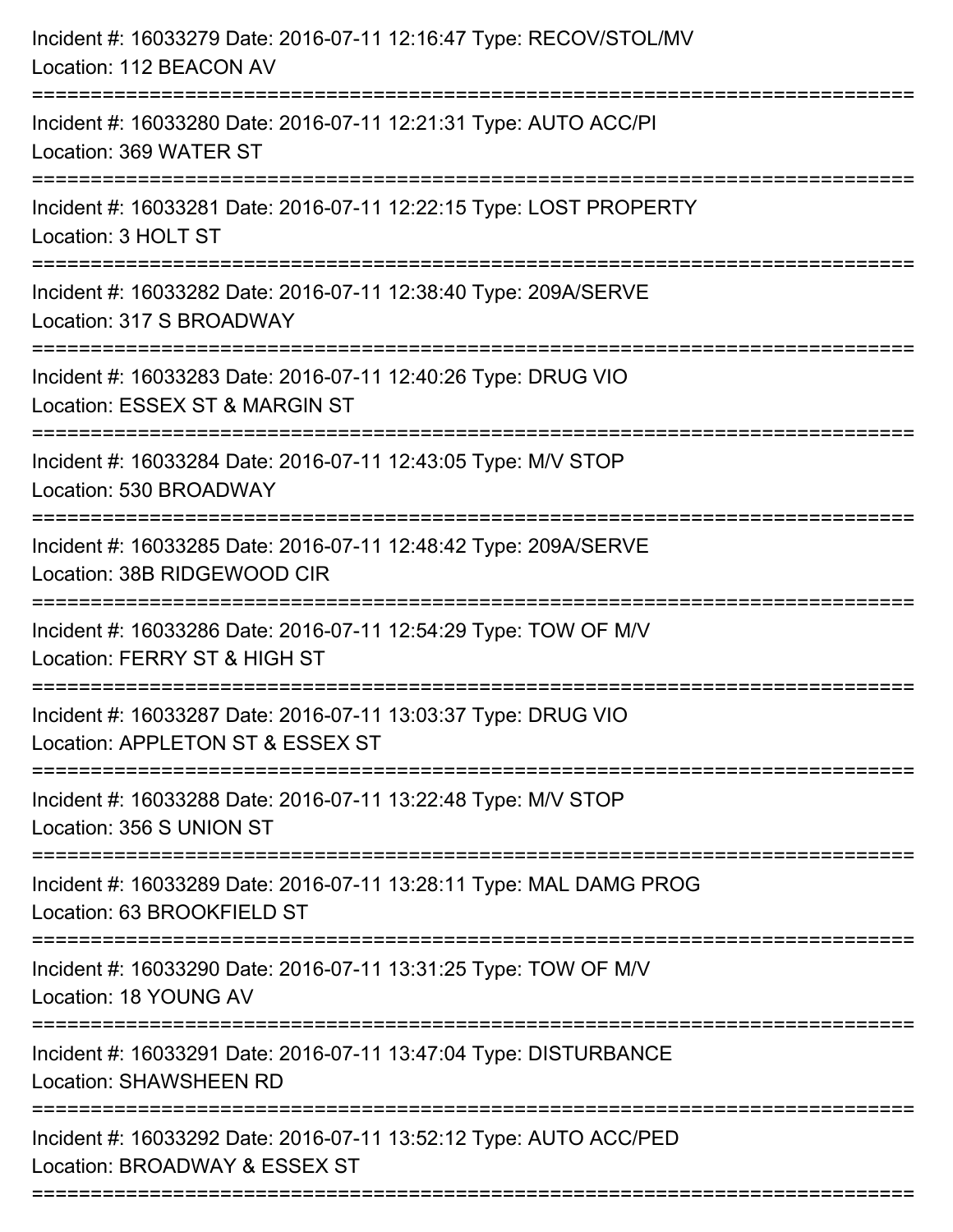Incident #: 16033279 Date: 2016-07-11 12:16:47 Type: RECOV/STOL/MV
Location: 112 BEACON AV

===========================================================================

Incident #: 16033280 Date: 2016-07-11 12:21:31 Type: AUTO ACC/PI
Location: 369 WATER ST

===========================================================================

Incident #: 16033281 Date: 2016-07-11 12:22:15 Type: LOST PROPERTY
Location: 3 HOLT ST

===========================================================================

Incident #: 16033282 Date: 2016-07-11 12:38:40 Type: 209A/SERVE
Location: 317 S BROADWAY

===========================================================================

Incident #: 16033283 Date: 2016-07-11 12:40:26 Type: DRUG VIO
Location: ESSEX ST & MARGIN ST

===========================================================================

Incident #: 16033284 Date: 2016-07-11 12:43:05 Type: M/V STOP
Location: 530 BROADWAY

===========================================================================

Incident #: 16033285 Date: 2016-07-11 12:48:42 Type: 209A/SERVE
Location: 38B RIDGEWOOD CIR

===========================================================================

Incident #: 16033286 Date: 2016-07-11 12:54:29 Type: TOW OF M/V
Location: FERRY ST & HIGH ST

===========================================================================

Incident #: 16033287 Date: 2016-07-11 13:03:37 Type: DRUG VIO
Location: APPLETON ST & ESSEX ST

===========================================================================

Incident #: 16033288 Date: 2016-07-11 13:22:48 Type: M/V STOP
Location: 356 S UNION ST

===========================================================================

Incident #: 16033289 Date: 2016-07-11 13:28:11 Type: MAL DAMG PROG
Location: 63 BROOKFIELD ST

===========================================================================

Incident #: 16033290 Date: 2016-07-11 13:31:25 Type: TOW OF M/V
Location: 18 YOUNG AV

===========================================================================

Incident #: 16033291 Date: 2016-07-11 13:47:04 Type: DISTURBANCE
Location: SHAWSHEEN RD

===========================================================================

Incident #: 16033292 Date: 2016-07-11 13:52:12 Type: AUTO ACC/PED
Location: BROADWAY & ESSEX ST

===========================================================================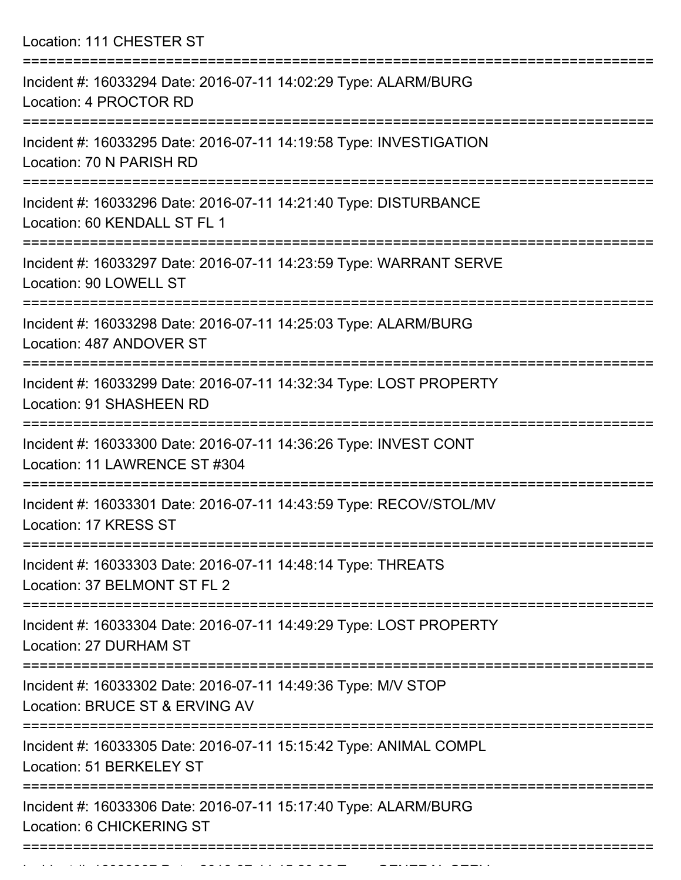Location: 111 CHESTER ST

===========================================================================

Incident #: 16033294 Date: 2016-07-11 14:02:29 Type: ALARM/BURG
Location: 4 PROCTOR RD

===========================================================================

Incident #: 16033295 Date: 2016-07-11 14:19:58 Type: INVESTIGATION
Location: 70 N PARISH RD

===========================================================================

Incident #: 16033296 Date: 2016-07-11 14:21:40 Type: DISTURBANCE
Location: 60 KENDALL ST FL 1

===========================================================================

Incident #: 16033297 Date: 2016-07-11 14:23:59 Type: WARRANT SERVE
Location: 90 LOWELL ST

===========================================================================

Incident #: 16033298 Date: 2016-07-11 14:25:03 Type: ALARM/BURG
Location: 487 ANDOVER ST

===========================================================================

Incident #: 16033299 Date: 2016-07-11 14:32:34 Type: LOST PROPERTY
Location: 91 SHASHEEN RD

===========================================================================

Incident #: 16033300 Date: 2016-07-11 14:36:26 Type: INVEST CONT
Location: 11 LAWRENCE ST #304

===========================================================================

Incident #: 16033301 Date: 2016-07-11 14:43:59 Type: RECOV/STOL/MV
Location: 17 KRESS ST

===========================================================================

Incident #: 16033303 Date: 2016-07-11 14:48:14 Type: THREATS
Location: 37 BELMONT ST FL 2

===========================================================================

Incident #: 16033304 Date: 2016-07-11 14:49:29 Type: LOST PROPERTY
Location: 27 DURHAM ST

===========================================================================

Incident #: 16033302 Date: 2016-07-11 14:49:36 Type: M/V STOP
Location: BRUCE ST & ERVING AV

===========================================================================

Incident #: 16033305 Date: 2016-07-11 15:15:42 Type: ANIMAL COMPL
Location: 51 BERKELEY ST

===========================================================================

Incident #: 16033306 Date: 2016-07-11 15:17:40 Type: ALARM/BURG
Location: 6 CHICKERING ST

===========================================================================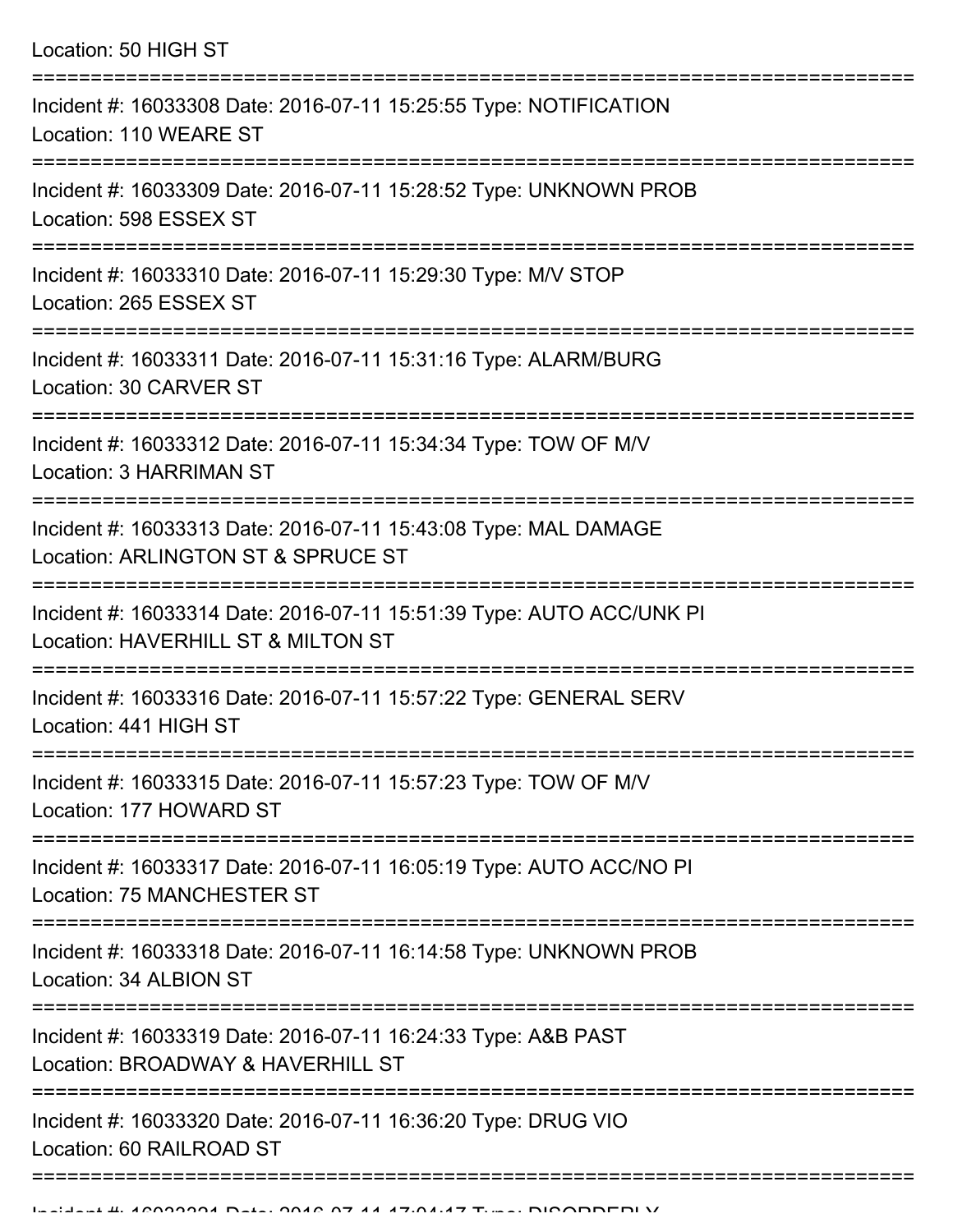Location: 50 HIGH ST

===========================================================================

Incident #: 16033308 Date: 2016-07-11 15:25:55 Type: NOTIFICATION
Location: 110 WEARE ST

===========================================================================

Incident #: 16033309 Date: 2016-07-11 15:28:52 Type: UNKNOWN PROB
Location: 598 ESSEX ST

===========================================================================

Incident #: 16033310 Date: 2016-07-11 15:29:30 Type: M/V STOP
Location: 265 ESSEX ST

===========================================================================

Incident #: 16033311 Date: 2016-07-11 15:31:16 Type: ALARM/BURG
Location: 30 CARVER ST

===========================================================================

Incident #: 16033312 Date: 2016-07-11 15:34:34 Type: TOW OF M/V
Location: 3 HARRIMAN ST

===========================================================================

Incident #: 16033313 Date: 2016-07-11 15:43:08 Type: MAL DAMAGE
Location: ARLINGTON ST & SPRUCE ST

===========================================================================

Incident #: 16033314 Date: 2016-07-11 15:51:39 Type: AUTO ACC/UNK PI
Location: HAVERHILL ST & MILTON ST

===========================================================================

Incident #: 16033316 Date: 2016-07-11 15:57:22 Type: GENERAL SERV
Location: 441 HIGH ST

===========================================================================

Incident #: 16033315 Date: 2016-07-11 15:57:23 Type: TOW OF M/V
Location: 177 HOWARD ST

===========================================================================

Incident #: 16033317 Date: 2016-07-11 16:05:19 Type: AUTO ACC/NO PI
Location: 75 MANCHESTER ST

===========================================================================

Incident #: 16033318 Date: 2016-07-11 16:14:58 Type: UNKNOWN PROB
Location: 34 ALBION ST

===========================================================================

Incident #: 16033319 Date: 2016-07-11 16:24:33 Type: A&B PAST
Location: BROADWAY & HAVERHILL ST

===========================================================================

Incident #: 16033320 Date: 2016-07-11 16:36:20 Type: DRUG VIO
Location: 60 RAILROAD ST

===========================================================================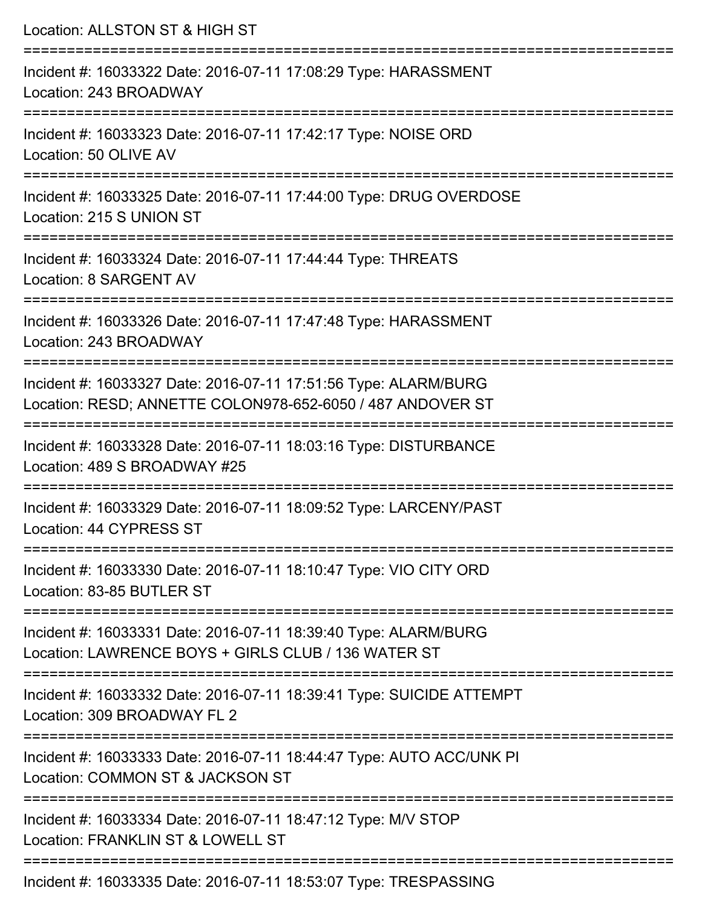Location: ALLSTON ST & HIGH ST

===========================================================================

Incident #: 16033322 Date: 2016-07-11 17:08:29 Type: HARASSMENT
Location: 243 BROADWAY

===========================================================================

Incident #: 16033323 Date: 2016-07-11 17:42:17 Type: NOISE ORD
Location: 50 OLIVE AV

===========================================================================

Incident #: 16033325 Date: 2016-07-11 17:44:00 Type: DRUG OVERDOSE
Location: 215 S UNION ST

===========================================================================

Incident #: 16033324 Date: 2016-07-11 17:44:44 Type: THREATS
Location: 8 SARGENT AV

===========================================================================

Incident #: 16033326 Date: 2016-07-11 17:47:48 Type: HARASSMENT
Location: 243 BROADWAY

===========================================================================

Incident #: 16033327 Date: 2016-07-11 17:51:56 Type: ALARM/BURG
Location: RESD; ANNETTE COLON978-652-6050 / 487 ANDOVER ST

===========================================================================

Incident #: 16033328 Date: 2016-07-11 18:03:16 Type: DISTURBANCE
Location: 489 S BROADWAY #25

===========================================================================

Incident #: 16033329 Date: 2016-07-11 18:09:52 Type: LARCENY/PAST
Location: 44 CYPRESS ST

===========================================================================

Incident #: 16033330 Date: 2016-07-11 18:10:47 Type: VIO CITY ORD
Location: 83-85 BUTLER ST

===========================================================================

Incident #: 16033331 Date: 2016-07-11 18:39:40 Type: ALARM/BURG
Location: LAWRENCE BOYS + GIRLS CLUB / 136 WATER ST

===========================================================================

Incident #: 16033332 Date: 2016-07-11 18:39:41 Type: SUICIDE ATTEMPT
Location: 309 BROADWAY FL 2

===========================================================================

Incident #: 16033333 Date: 2016-07-11 18:44:47 Type: AUTO ACC/UNK PI
Location: COMMON ST & JACKSON ST

===========================================================================

Incident #: 16033334 Date: 2016-07-11 18:47:12 Type: M/V STOP
Location: FRANKLIN ST & LOWELL ST

===========================================================================

Incident #: 16033335 Date: 2016-07-11 18:53:07 Type: TRESPASSING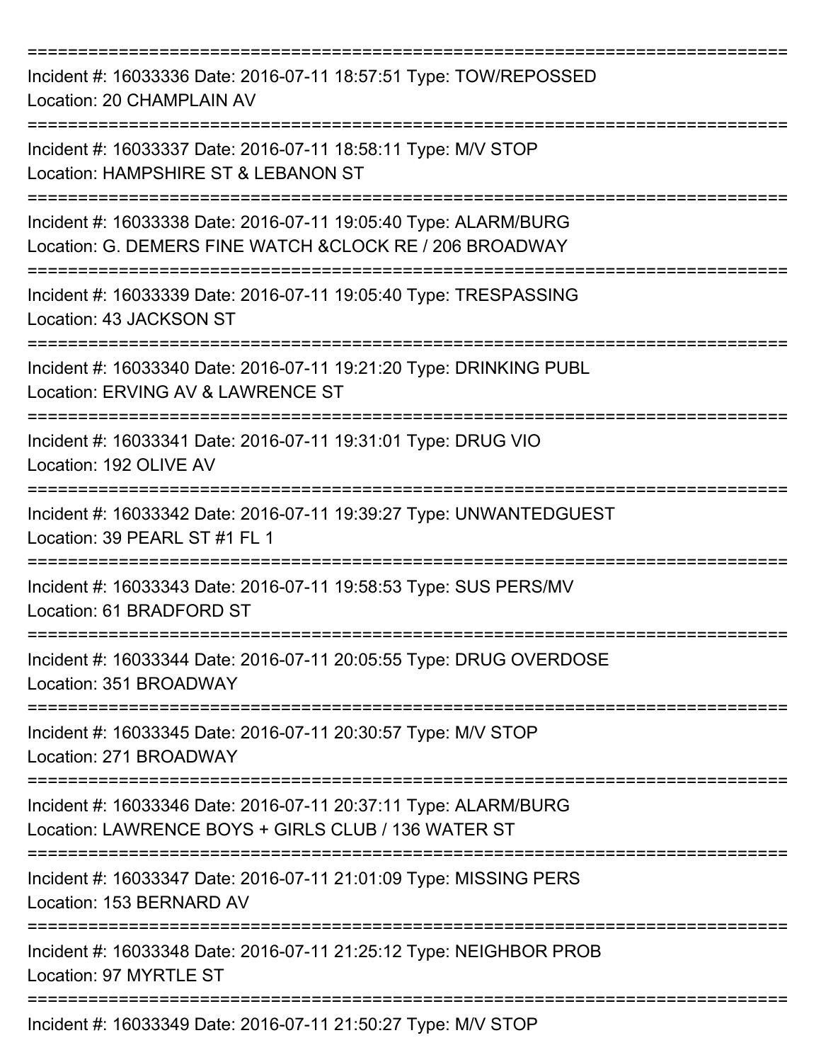===========================================================================

Incident #: 16033336 Date: 2016-07-11 18:57:51 Type: TOW/REPOSSED

Location: 20 CHAMPLAIN AV

===========================================================================

Incident #: 16033337 Date: 2016-07-11 18:58:11 Type: M/V STOP

Location: HAMPSHIRE ST & LEBANON ST

===========================================================================

Incident #: 16033338 Date: 2016-07-11 19:05:40 Type: ALARM/BURG

Location: G. DEMERS FINE WATCH &CLOCK RE / 206 BROADWAY

===========================================================================

Incident #: 16033339 Date: 2016-07-11 19:05:40 Type: TRESPASSING

Location: 43 JACKSON ST

===========================================================================

Incident #: 16033340 Date: 2016-07-11 19:21:20 Type: DRINKING PUBL

Location: ERVING AV & LAWRENCE ST

===========================================================================

Incident #: 16033341 Date: 2016-07-11 19:31:01 Type: DRUG VIO

Location: 192 OLIVE AV

===========================================================================

Incident #: 16033342 Date: 2016-07-11 19:39:27 Type: UNWANTEDGUEST

Location: 39 PEARL ST #1 FL 1

===========================================================================

Incident #: 16033343 Date: 2016-07-11 19:58:53 Type: SUS PERS/MV

Location: 61 BRADFORD ST

===========================================================================

Incident #: 16033344 Date: 2016-07-11 20:05:55 Type: DRUG OVERDOSE

Location: 351 BROADWAY

===========================================================================

Incident #: 16033345 Date: 2016-07-11 20:30:57 Type: M/V STOP

Location: 271 BROADWAY

===========================================================================

Incident #: 16033346 Date: 2016-07-11 20:37:11 Type: ALARM/BURG

Location: LAWRENCE BOYS + GIRLS CLUB / 136 WATER ST

===========================================================================

Incident #: 16033347 Date: 2016-07-11 21:01:09 Type: MISSING PERS

Location: 153 BERNARD AV

===========================================================================

Incident #: 16033348 Date: 2016-07-11 21:25:12 Type: NEIGHBOR PROB

Location: 97 MYRTLE ST

===========================================================================

Incident #: 16033349 Date: 2016-07-11 21:50:27 Type: M/V STOP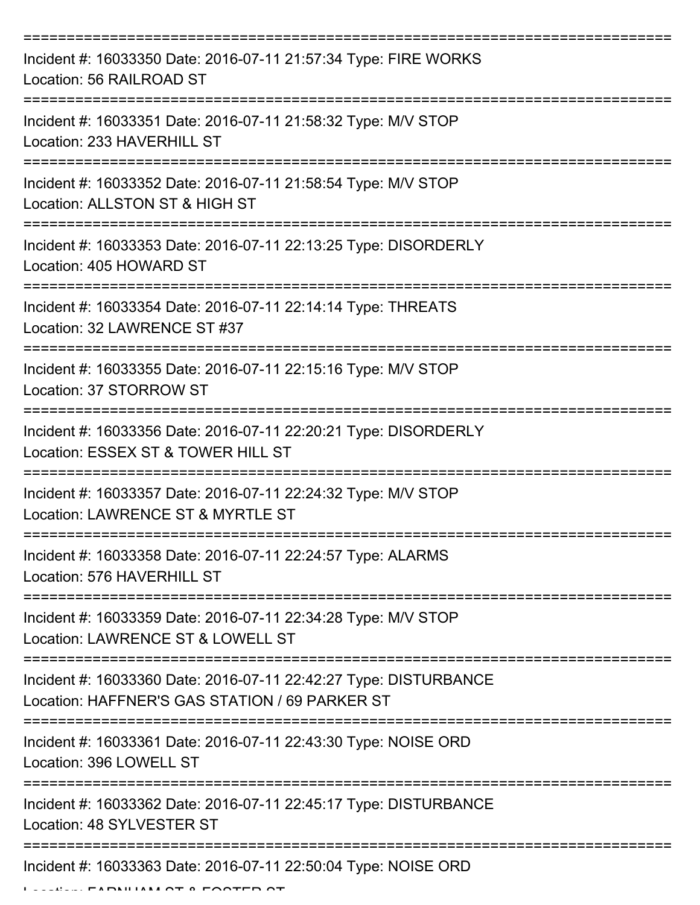===========================================================================
Incident #: 16033350 Date: 2016-07-11 21:57:34 Type: FIRE WORKS
Location: 56 RAILROAD ST
===========================================================================
Incident #: 16033351 Date: 2016-07-11 21:58:32 Type: M/V STOP
Location: 233 HAVERHILL ST
===========================================================================
Incident #: 16033352 Date: 2016-07-11 21:58:54 Type: M/V STOP
Location: ALLSTON ST & HIGH ST
===========================================================================
Incident #: 16033353 Date: 2016-07-11 22:13:25 Type: DISORDERLY
Location: 405 HOWARD ST
===========================================================================
Incident #: 16033354 Date: 2016-07-11 22:14:14 Type: THREATS
Location: 32 LAWRENCE ST #37
===========================================================================
Incident #: 16033355 Date: 2016-07-11 22:15:16 Type: M/V STOP
Location: 37 STORROW ST
===========================================================================
Incident #: 16033356 Date: 2016-07-11 22:20:21 Type: DISORDERLY
Location: ESSEX ST & TOWER HILL ST
===========================================================================
Incident #: 16033357 Date: 2016-07-11 22:24:32 Type: M/V STOP
Location: LAWRENCE ST & MYRTLE ST
===========================================================================
Incident #: 16033358 Date: 2016-07-11 22:24:57 Type: ALARMS
Location: 576 HAVERHILL ST
===========================================================================
Incident #: 16033359 Date: 2016-07-11 22:34:28 Type: M/V STOP
Location: LAWRENCE ST & LOWELL ST
===========================================================================
Incident #: 16033360 Date: 2016-07-11 22:42:27 Type: DISTURBANCE
Location: HAFFNER'S GAS STATION / 69 PARKER ST
===========================================================================
Incident #: 16033361 Date: 2016-07-11 22:43:30 Type: NOISE ORD
Location: 396 LOWELL ST
===========================================================================
Incident #: 16033362 Date: 2016-07-11 22:45:17 Type: DISTURBANCE
Location: 48 SYLVESTER ST
===========================================================================
Incident #: 16033363 Date: 2016-07-11 22:50:04 Type: NOISE ORD
Location: FARNHAM ST & FOSTER ST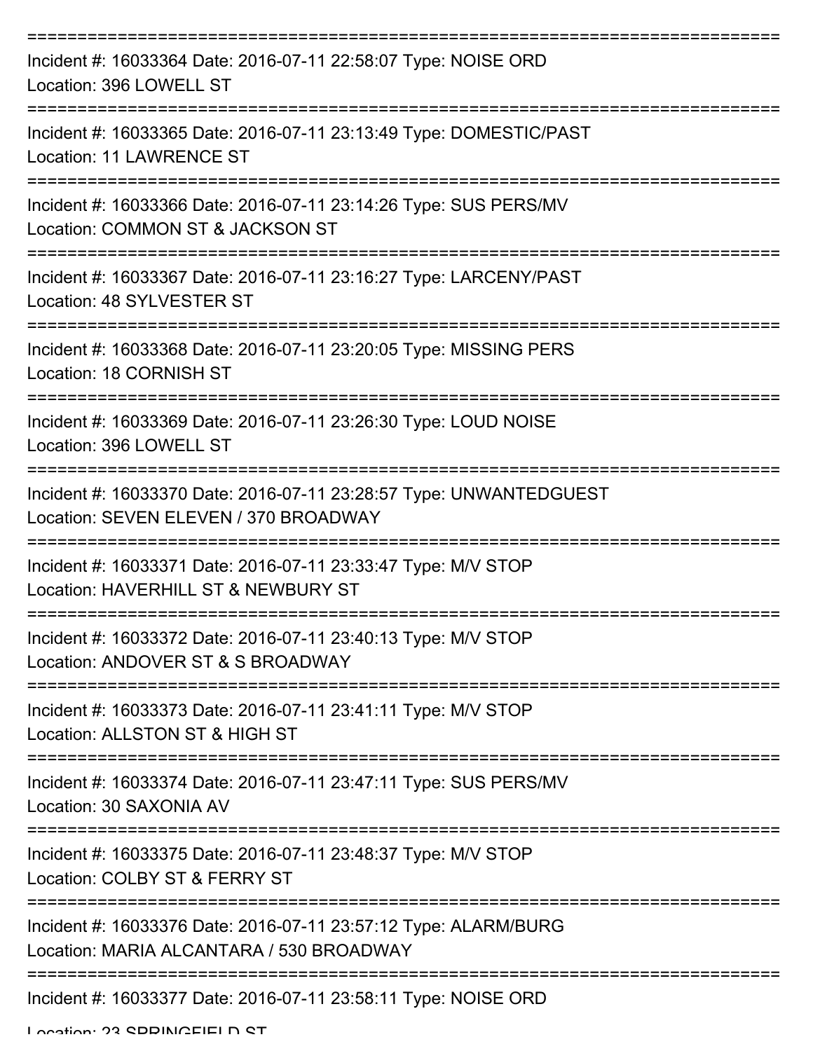===========================================================================

Incident #: 16033364 Date: 2016-07-11 22:58:07 Type: NOISE ORD
Location: 396 LOWELL ST

===========================================================================

Incident #: 16033365 Date: 2016-07-11 23:13:49 Type: DOMESTIC/PAST
Location: 11 LAWRENCE ST

===========================================================================

Incident #: 16033366 Date: 2016-07-11 23:14:26 Type: SUS PERS/MV
Location: COMMON ST & JACKSON ST

===========================================================================

Incident #: 16033367 Date: 2016-07-11 23:16:27 Type: LARCENY/PAST
Location: 48 SYLVESTER ST

===========================================================================

Incident #: 16033368 Date: 2016-07-11 23:20:05 Type: MISSING PERS
Location: 18 CORNISH ST

===========================================================================

Incident #: 16033369 Date: 2016-07-11 23:26:30 Type: LOUD NOISE
Location: 396 LOWELL ST

===========================================================================

Incident #: 16033370 Date: 2016-07-11 23:28:57 Type: UNWANTEDGUEST
Location: SEVEN ELEVEN / 370 BROADWAY

===========================================================================

Incident #: 16033371 Date: 2016-07-11 23:33:47 Type: M/V STOP
Location: HAVERHILL ST & NEWBURY ST

===========================================================================

Incident #: 16033372 Date: 2016-07-11 23:40:13 Type: M/V STOP
Location: ANDOVER ST & S BROADWAY

===========================================================================

Incident #: 16033373 Date: 2016-07-11 23:41:11 Type: M/V STOP
Location: ALLSTON ST & HIGH ST

===========================================================================

Incident #: 16033374 Date: 2016-07-11 23:47:11 Type: SUS PERS/MV
Location: 30 SAXONIA AV

===========================================================================

Incident #: 16033375 Date: 2016-07-11 23:48:37 Type: M/V STOP
Location: COLBY ST & FERRY ST

===========================================================================

Incident #: 16033376 Date: 2016-07-11 23:57:12 Type: ALARM/BURG
Location: MARIA ALCANTARA / 530 BROADWAY

===========================================================================

Incident #: 16033377 Date: 2016-07-11 23:58:11 Type: NOISE ORD
Location: 23 SPRINGFIELD ST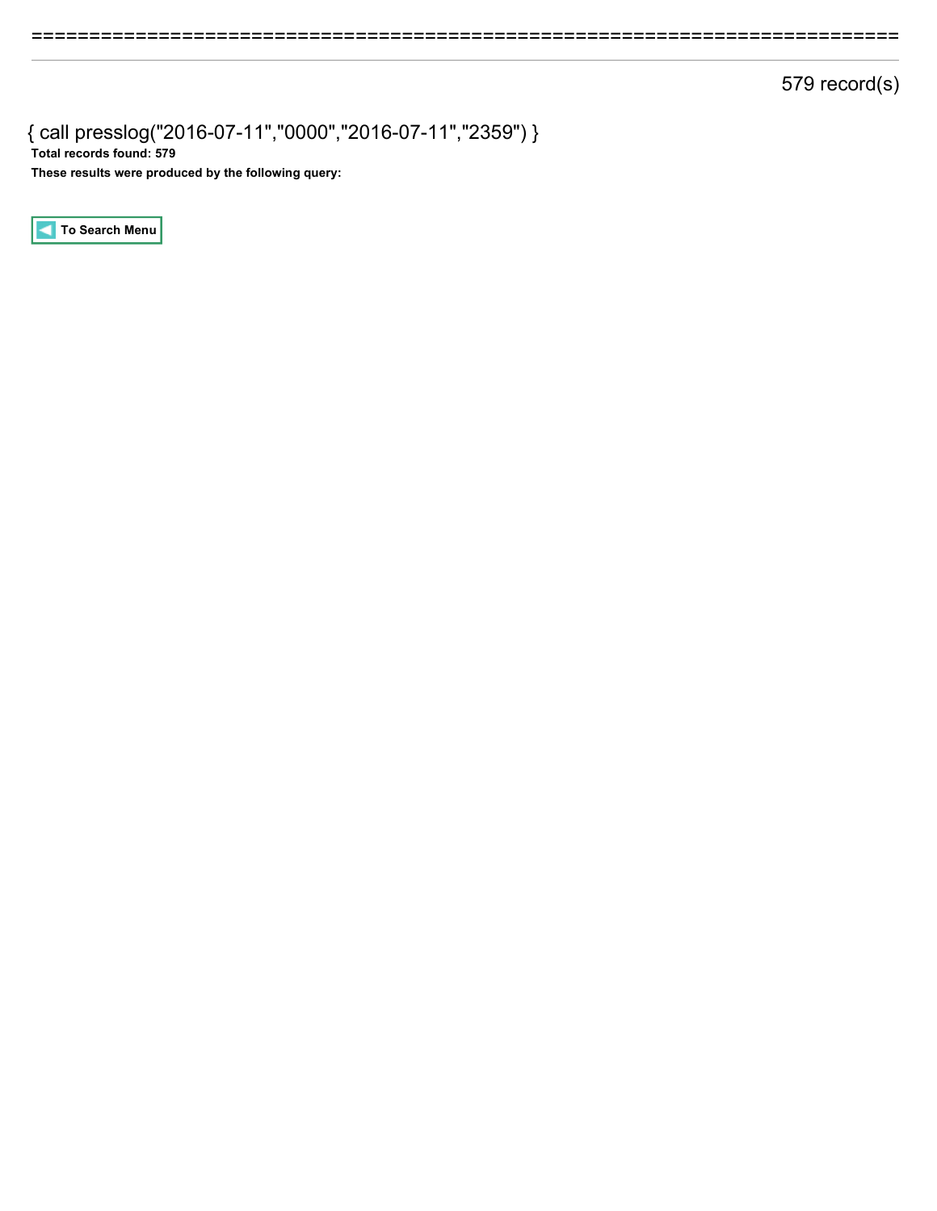============================================================================

---

579 record(s)

{ call presslog("2016-07-11","0000","2016-07-11","2359") }

**Total records found: 579**

**These results were produced by the following query:**

**To Search Menu**